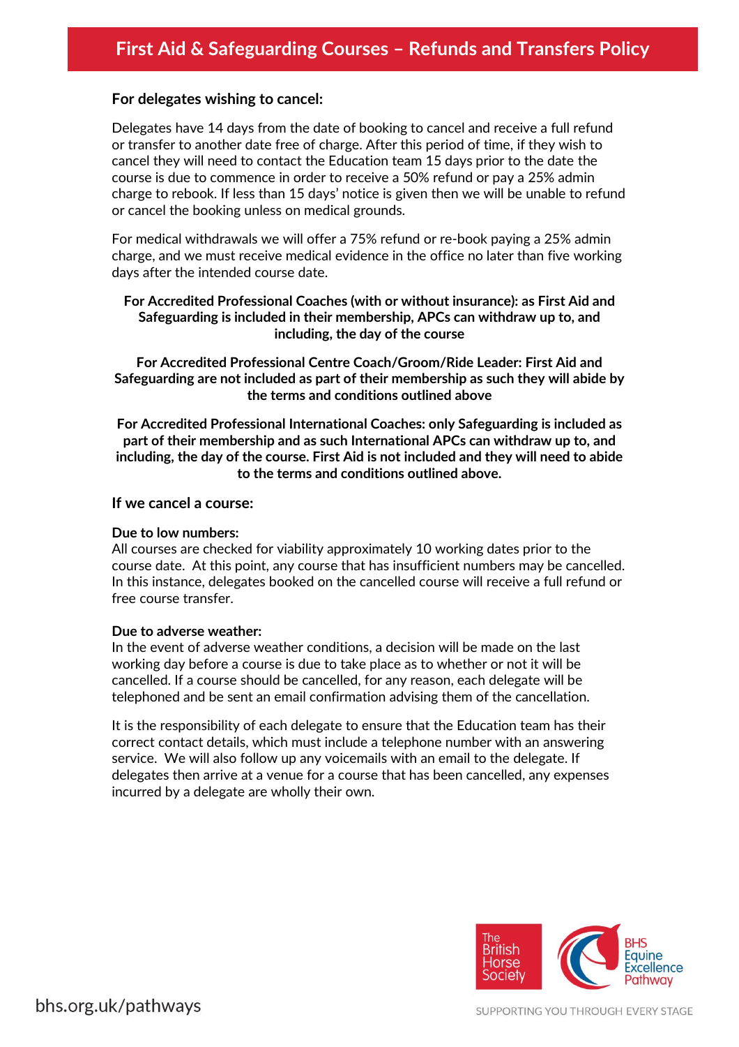# First Aid & Safeguarding Courses – Refunds and Transfers Policy

### For delegates wishing to cancel:

Delegates have 14 days from the date of booking to cancel and receive a full refund or transfer to another date free of charge. After this period of time, if they wish to cancel they will need to contact the Education team 15 days prior to the date the course is due to commence in order to receive a 50% refund or pay a 25% admin charge to rebook. If less than 15 days' notice is given then we will be unable to refund or cancel the booking unless on medical grounds.

For medical withdrawals we will offer a 75% refund or re-book paying a 25% admin charge, and we must receive medical evidence in the office no later than five working days after the intended course date.

**For Accredited Professional Coaches (with or without insurance): as First Aid and Safeguarding is included in their membership, APCs can withdraw up to, and including, the day of the course**

**For Accredited Professional Centre Coach/Groom/Ride Leader: First Aid and Safeguarding are not included as part of their membership as such they will abide by the terms and conditions outlined above**

**For Accredited Professional International Coaches: only Safeguarding is included as part of their membership and as such International APCs can withdraw up to, and including, the day of the course. First Aid is not included and they will need to abide to the terms and conditions outlined above.**

### If we cancel a course:

**Due to low numbers:**
All courses are checked for viability approximately 10 working dates prior to the course date. At this point, any course that has insufficient numbers may be cancelled. In this instance, delegates booked on the cancelled course will receive a full refund or free course transfer.

**Due to adverse weather:**
In the event of adverse weather conditions, a decision will be made on the last working day before a course is due to take place as to whether or not it will be cancelled. If a course should be cancelled, for any reason, each delegate will be telephoned and be sent an email confirmation advising them of the cancellation.

It is the responsibility of each delegate to ensure that the Education team has their correct contact details, which must include a telephone number with an answering service. We will also follow up any voicemails with an email to the delegate. If delegates then arrive at a venue for a course that has been cancelled, any expenses incurred by a delegate are wholly their own.

bhs.org.uk/pathways

The British Horse Society

BHS Equine Excellence Pathway

SUPPORTING YOU THROUGH EVERY STAGE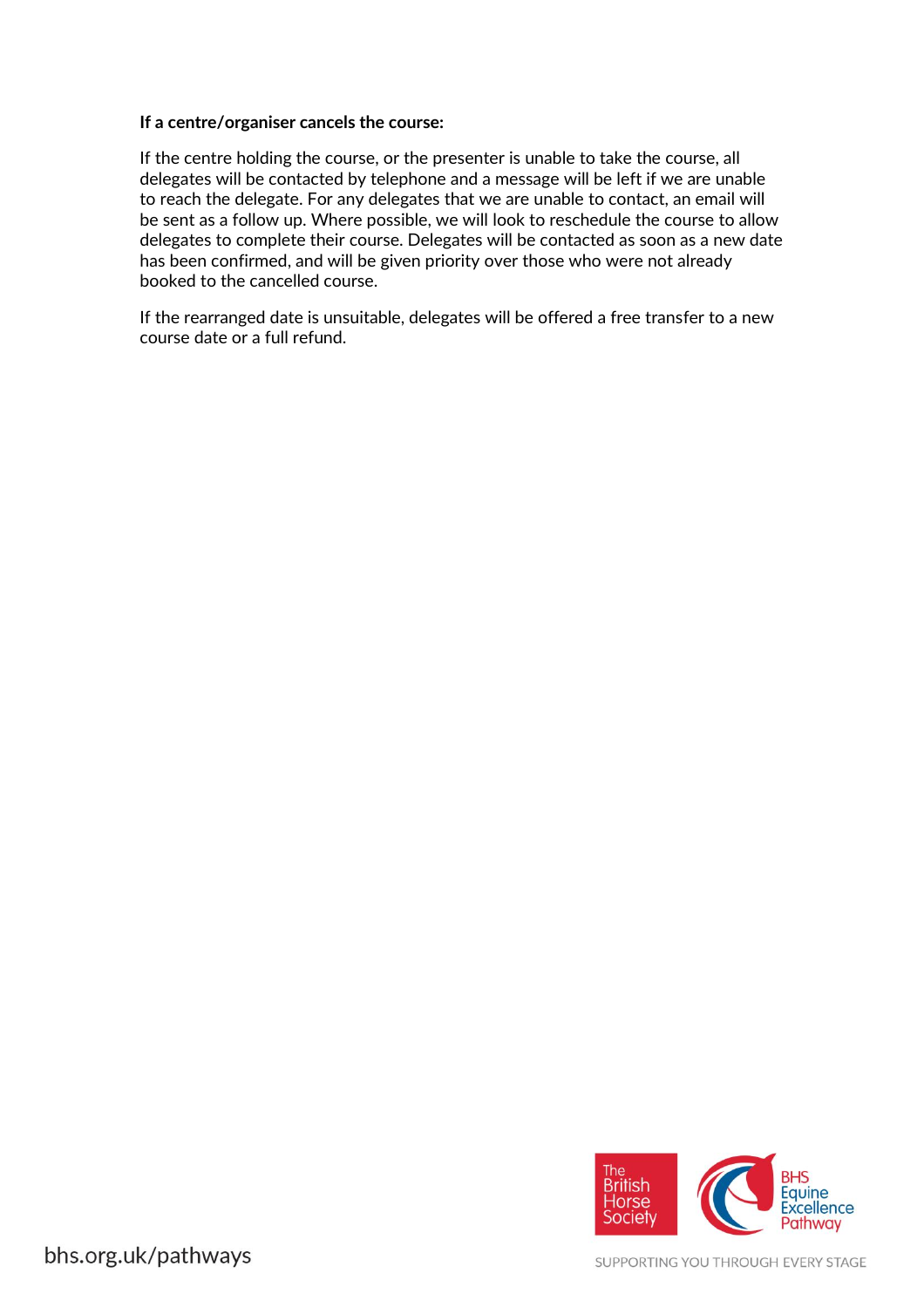**If a centre/organiser cancels the course:**

If the centre holding the course, or the presenter is unable to take the course, all delegates will be contacted by telephone and a message will be left if we are unable to reach the delegate. For any delegates that we are unable to contact, an email will be sent as a follow up. Where possible, we will look to reschedule the course to allow delegates to complete their course. Delegates will be contacted as soon as a new date has been confirmed, and will be given priority over those who were not already booked to the cancelled course.

If the rearranged date is unsuitable, delegates will be offered a free transfer to a new course date or a full refund.